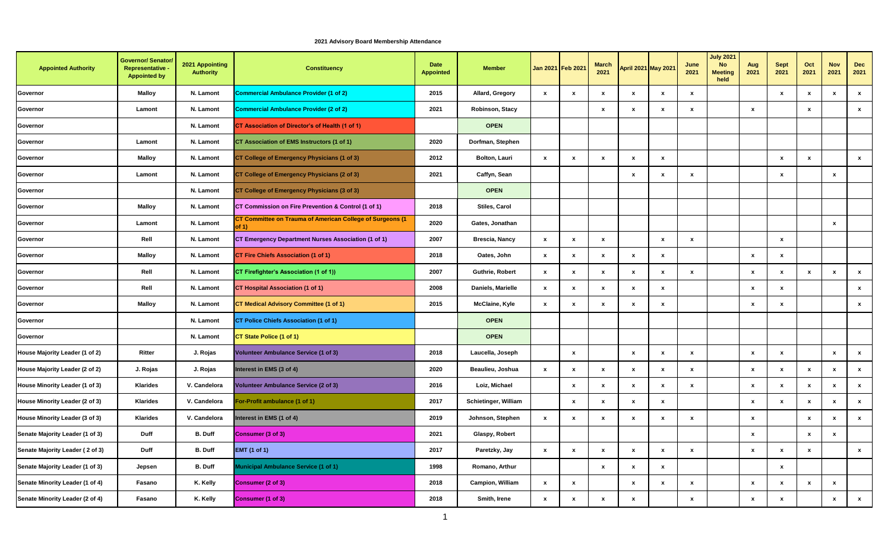2021 Advisory Board Membership Attendance

| Appointed Authority | Governor/ Senator/ Representative - Appointed by | 2021 Appointing Authority | Constituency | Date Appointed | Member | Jan 2021 | Feb 2021 | March 2021 | April 2021 | May 2021 | June 2021 | July 2021 No Meeting held | Aug 2021 | Sept 2021 | Oct 2021 | Nov 2021 | Dec 2021 |
|---|---|---|---|---|---|---|---|---|---|---|---|---|---|---|---|---|---|
| Governor | Malloy | N. Lamont | Commercial Ambulance Provider (1 of 2) | 2015 | Allard, Gregory | x | x | x | x | x | x | | | x | x | x | x |
| Governor | Lamont | N. Lamont | Commercial Ambulance Provider (2 of 2) | 2021 | Robinson, Stacy | | | x | x | x | x | | x | | x | | x |
| Governor | | N. Lamont | CT Association of Director's of Health (1 of 1) | | OPEN | | | | | | | | | | | | |
| Governor | Lamont | N. Lamont | CT Association of EMS Instructors (1 of 1) | 2020 | Dorfman, Stephen | | | | | | | | | | | | |
| Governor | Malloy | N. Lamont | CT College of Emergency Physicians (1 of 3) | 2012 | Bolton, Lauri | x | x | x | x | x | | | | x | x | | x |
| Governor | Lamont | N. Lamont | CT College of Emergency Physicians (2 of 3) | 2021 | Caffyn, Sean | | | | x | x | x | | | x | | x | |
| Governor | | N. Lamont | CT College of Emergency Physicians (3 of 3) | | OPEN | | | | | | | | | | | | |
| Governor | Malloy | N. Lamont | CT Commission on Fire Prevention & Control (1 of 1) | 2018 | Stiles, Carol | | | | | | | | | | | | |
| Governor | Lamont | N. Lamont | CT Committee on Trauma of American College of Surgeons (1 of 1) | 2020 | Gates, Jonathan | | | | | | | | | | | x | |
| Governor | Rell | N. Lamont | CT Emergency Department Nurses Association (1 of 1) | 2007 | Brescia, Nancy | x | x | x | | x | x | | | x | | | |
| Governor | Malloy | N. Lamont | CT Fire Chiefs Association (1 of 1) | 2018 | Oates, John | x | x | x | x | x | | | x | x | | | |
| Governor | Rell | N. Lamont | CT Firefighter's Association (1 of 1)) | 2007 | Guthrie, Robert | x | x | x | x | x | x | | x | x | x | x | x |
| Governor | Rell | N. Lamont | CT Hospital Association (1 of 1) | 2008 | Daniels, Marielle | x | x | x | x | x | | | x | x | | | x |
| Governor | Malloy | N. Lamont | CT Medical Advisory Committee (1 of 1) | 2015 | McClaine, Kyle | x | x | x | x | x | | | x | x | | | x |
| Governor | | N. Lamont | CT Police Chiefs Association (1 of 1) | | OPEN | | | | | | | | | | | | |
| Governor | | N. Lamont | CT State Police (1 of 1) | | OPEN | | | | | | | | | | | | |
| House Majority Leader (1 of 2) | Ritter | J. Rojas | Volunteer Ambulance Service (1 of 3) | 2018 | Laucella, Joseph | | x | | x | x | x | | x | x | | x | x |
| House Majority Leader (2 of 2) | J. Rojas | J. Rojas | Interest in EMS (3 of 4) | 2020 | Beaulieu, Joshua | x | x | x | x | x | x | | x | x | x | x | x |
| House Minority Leader (1 of 3) | Klarides | V. Candelora | Volunteer Ambulance Service (2 of 3) | 2016 | Loiz, Michael | | x | x | x | x | x | | x | x | x | x | x |
| House Minority Leader (2 of 3) | Klarides | V. Candelora | For-Profit ambulance (1 of 1) | 2017 | Schietinger, William | | x | x | x | x | | | x | x | x | x | x |
| House Minority Leader (3 of 3) | Klarides | V. Candelora | Interest in EMS (1 of 4) | 2019 | Johnson, Stephen | x | x | x | x | x | x | | x | | x | x | x |
| Senate Majority Leader (1 of 3) | Duff | B. Duff | Consumer (3 of 3) | 2021 | Glaspy, Robert | | | | | | | | x | | x | x | |
| Senate Majority Leader ( 2 of 3) | Duff | B. Duff | EMT (1 of 1) | 2017 | Paretzky, Jay | x | x | x | x | x | x | | x | x | x | | x |
| Senate Majority Leader (1 of 3) | Jepsen | B. Duff | Municipal Ambulance Service (1 of 1) | 1998 | Romano, Arthur | | | x | x | x | | | | x | | | |
| Senate Minority Leader (1 of 4) | Fasano | K. Kelly | Consumer (2 of 3) | 2018 | Campion, William | x | x | | x | x | x | | x | x | x | x | |
| Senate Minority Leader (2 of 4) | Fasano | K. Kelly | Consumer (1 of 3) | 2018 | Smith, Irene | x | x | x | x | | x | | x | x | | x | x |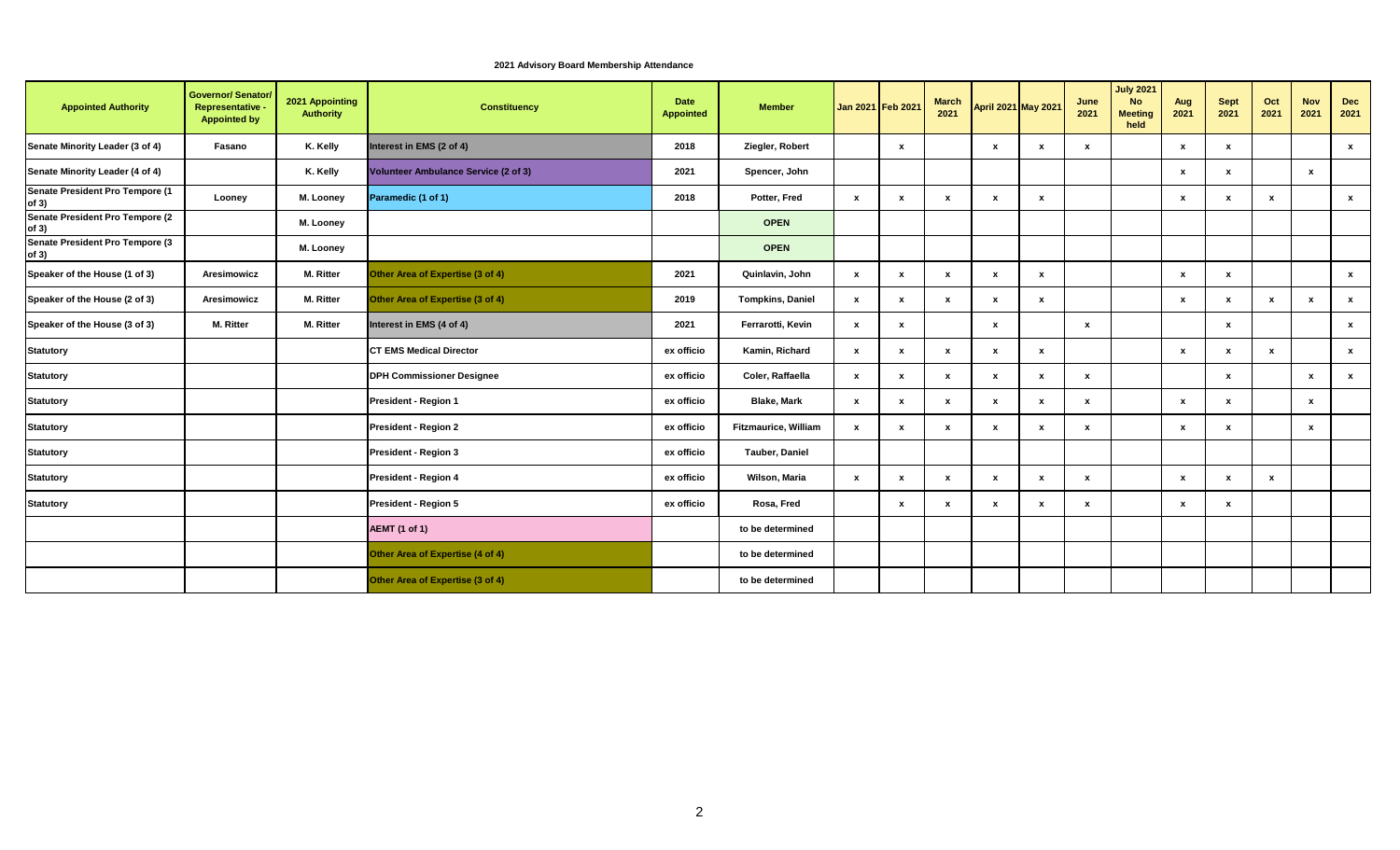**2021 Advisory Board Membership Attendance**

| Appointed Authority | Governor/ Senator/ Representative - Appointed by | 2021 Appointing Authority | Constituency | Date Appointed | Member | Jan 2021 | Feb 2021 | March 2021 | April 2021 | May 2021 | June 2021 | July 2021 No Meeting held | Aug 2021 | Sept 2021 | Oct 2021 | Nov 2021 | Dec 2021 |
|---|---|---|---|---|---|---|---|---|---|---|---|---|---|---|---|---|---|
| Senate Minority Leader (3 of 4) | Fasano | K. Kelly | Interest in EMS (2 of 4) | 2018 | Ziegler, Robert | | x | | x | x | x | | x | x | | | x |
| Senate Minority Leader (4 of 4) | | K. Kelly | Volunteer Ambulance Service (2 of 3) | 2021 | Spencer, John | | | | | | | | x | x | | x | |
| Senate President Pro Tempore (1 of 3) | Looney | M. Looney | Paramedic (1 of 1) | 2018 | Potter, Fred | x | x | x | x | x | | | x | x | x | | x |
| Senate President Pro Tempore (2 of 3) | | M. Looney | | | OPEN | | | | | | | | | | | | |
| Senate President Pro Tempore (3 of 3) | | M. Looney | | | OPEN | | | | | | | | | | | | |
| Speaker of the House (1 of 3) | Aresimowicz | M. Ritter | Other Area of Expertise (3 of 4) | 2021 | Quinlavin, John | x | x | x | x | x | | | x | x | | | x |
| Speaker of the House (2 of 3) | Aresimowicz | M. Ritter | Other Area of Expertise (3 of 4) | 2019 | Tompkins, Daniel | x | x | x | x | x | | | x | x | x | x | x |
| Speaker of the House (3 of 3) | M. Ritter | M. Ritter | Interest in EMS (4 of 4) | 2021 | Ferrarotti, Kevin | x | x | | x | | x | | | x | | | x |
| Statutory | | | CT EMS Medical Director | ex officio | Kamin, Richard | x | x | x | x | x | | | x | x | x | | x |
| Statutory | | | DPH Commissioner Designee | ex officio | Coler, Raffaella | x | x | x | x | x | x | | | x | | x | x |
| Statutory | | | President - Region 1 | ex officio | Blake, Mark | x | x | x | x | x | x | | x | x | | x | |
| Statutory | | | President - Region 2 | ex officio | Fitzmaurice, William | x | x | x | x | x | x | | x | x | | x | |
| Statutory | | | President - Region 3 | ex officio | Tauber, Daniel | | | | | | | | | | | | |
| Statutory | | | President - Region 4 | ex officio | Wilson, Maria | x | x | x | x | x | x | | x | x | x | | |
| Statutory | | | President - Region 5 | ex officio | Rosa, Fred | | x | x | x | x | x | | x | x | | | |
| | | | AEMT (1 of 1) | | to be determined | | | | | | | | | | | | |
| | | | Other Area of Expertise (4 of 4) | | to be determined | | | | | | | | | | | | |
| | | | Other Area of Expertise (3 of 4) | | to be determined | | | | | | | | | | | | |